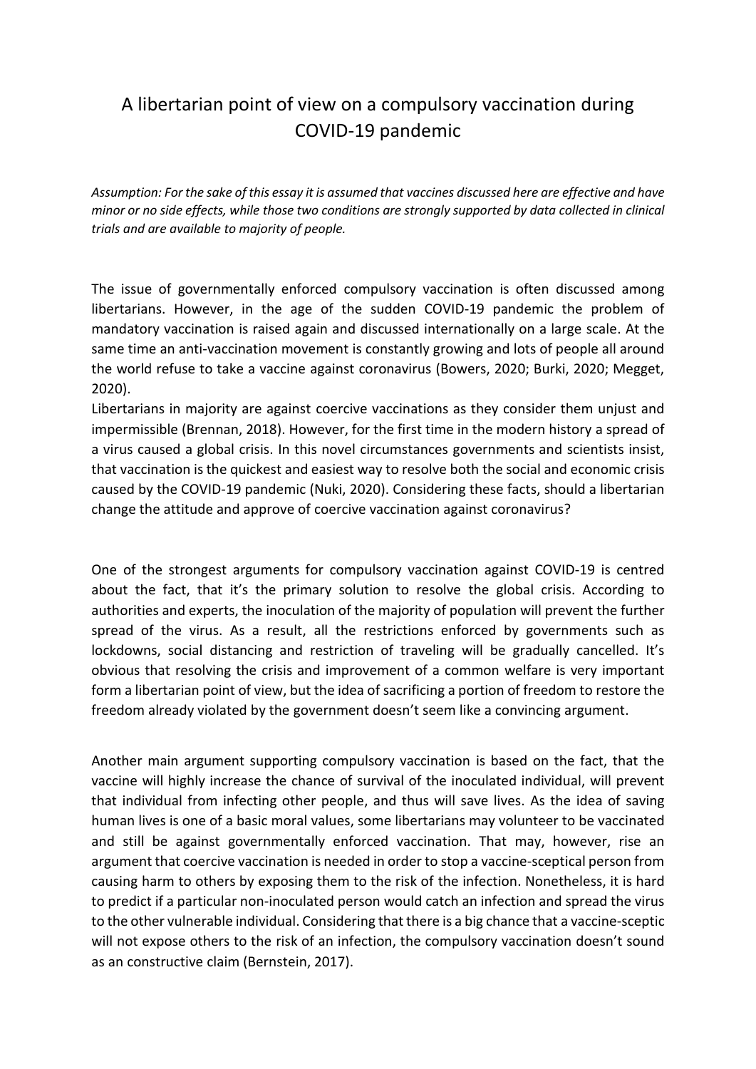# A libertarian point of view on a compulsory vaccination during COVID-19 pandemic

*Assumption: For the sake of this essay it is assumed that vaccines discussed here are effective and have minor or no side effects, while those two conditions are strongly supported by data collected in clinical trials and are available to majority of people.*

The issue of governmentally enforced compulsory vaccination is often discussed among libertarians. However, in the age of the sudden COVID-19 pandemic the problem of mandatory vaccination is raised again and discussed internationally on a large scale. At the same time an anti-vaccination movement is constantly growing and lots of people all around the world refuse to take a vaccine against coronavirus (Bowers, 2020; Burki, 2020; Megget, 2020).

Libertarians in majority are against coercive vaccinations as they consider them unjust and impermissible (Brennan, 2018). However, for the first time in the modern history a spread of a virus caused a global crisis. In this novel circumstances governments and scientists insist, that vaccination is the quickest and easiest way to resolve both the social and economic crisis caused by the COVID-19 pandemic (Nuki, 2020). Considering these facts, should a libertarian change the attitude and approve of coercive vaccination against coronavirus?

One of the strongest arguments for compulsory vaccination against COVID-19 is centred about the fact, that it's the primary solution to resolve the global crisis. According to authorities and experts, the inoculation of the majority of population will prevent the further spread of the virus. As a result, all the restrictions enforced by governments such as lockdowns, social distancing and restriction of traveling will be gradually cancelled. It's obvious that resolving the crisis and improvement of a common welfare is very important form a libertarian point of view, but the idea of sacrificing a portion of freedom to restore the freedom already violated by the government doesn't seem like a convincing argument.

Another main argument supporting compulsory vaccination is based on the fact, that the vaccine will highly increase the chance of survival of the inoculated individual, will prevent that individual from infecting other people, and thus will save lives. As the idea of saving human lives is one of a basic moral values, some libertarians may volunteer to be vaccinated and still be against governmentally enforced vaccination. That may, however, rise an argument that coercive vaccination is needed in order to stop a vaccine-sceptical person from causing harm to others by exposing them to the risk of the infection. Nonetheless, it is hard to predict if a particular non-inoculated person would catch an infection and spread the virus to the other vulnerable individual. Considering that there is a big chance that a vaccine-sceptic will not expose others to the risk of an infection, the compulsory vaccination doesn't sound as an constructive claim (Bernstein, 2017).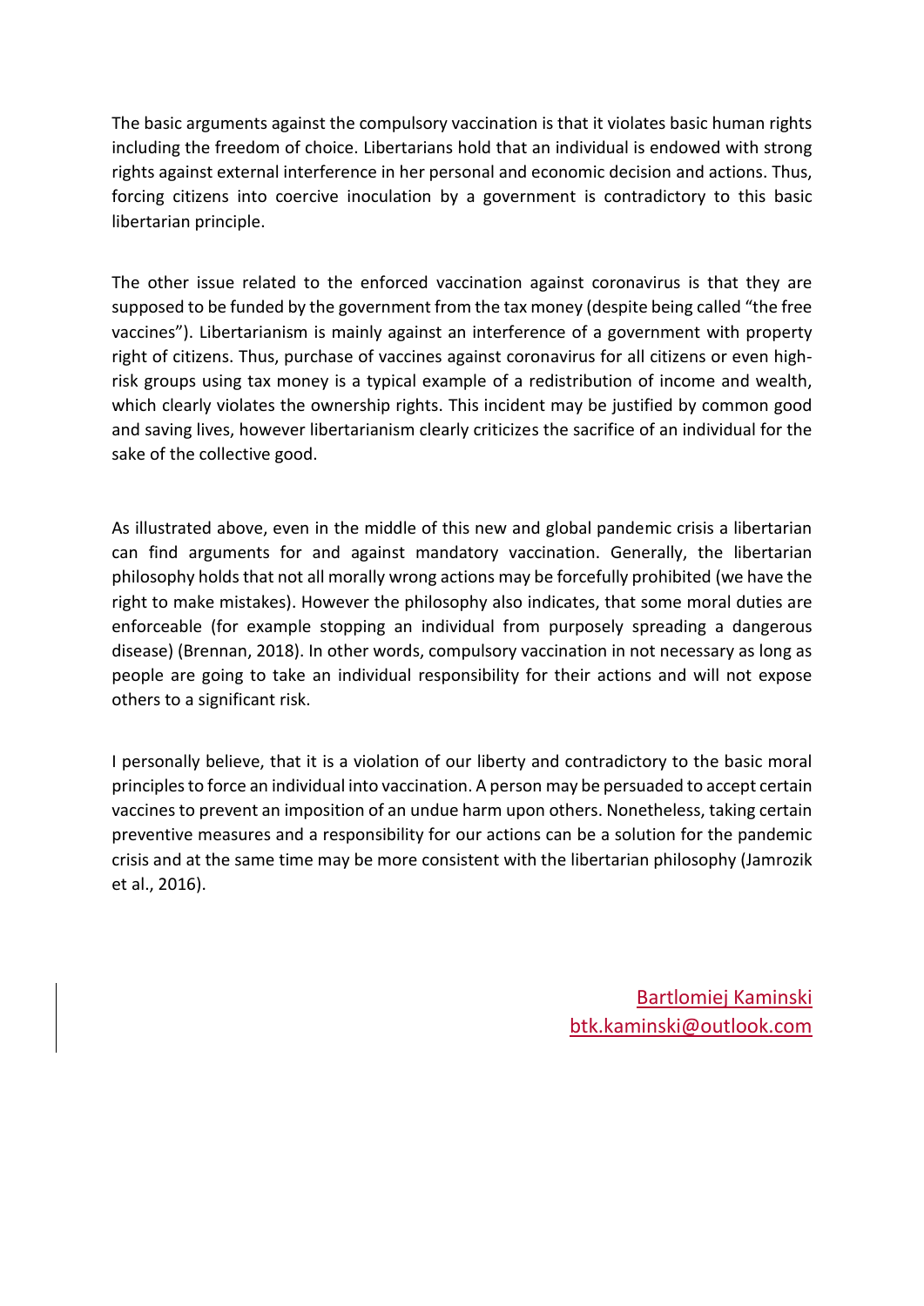The basic arguments against the compulsory vaccination is that it violates basic human rights including the freedom of choice. Libertarians hold that an individual is endowed with strong rights against external interference in her personal and economic decision and actions. Thus, forcing citizens into coercive inoculation by a government is contradictory to this basic libertarian principle.

The other issue related to the enforced vaccination against coronavirus is that they are supposed to be funded by the government from the tax money (despite being called "the free vaccines"). Libertarianism is mainly against an interference of a government with property right of citizens. Thus, purchase of vaccines against coronavirus for all citizens or even high-risk groups using tax money is a typical example of a redistribution of income and wealth, which clearly violates the ownership rights. This incident may be justified by common good and saving lives, however libertarianism clearly criticizes the sacrifice of an individual for the sake of the collective good.

As illustrated above, even in the middle of this new and global pandemic crisis a libertarian can find arguments for and against mandatory vaccination. Generally, the libertarian philosophy holds that not all morally wrong actions may be forcefully prohibited (we have the right to make mistakes). However the philosophy also indicates, that some moral duties are enforceable (for example stopping an individual from purposely spreading a dangerous disease) (Brennan, 2018). In other words, compulsory vaccination in not necessary as long as people are going to take an individual responsibility for their actions and will not expose others to a significant risk.

I personally believe, that it is a violation of our liberty and contradictory to the basic moral principles to force an individual into vaccination. A person may be persuaded to accept certain vaccines to prevent an imposition of an undue harm upon others. Nonetheless, taking certain preventive measures and a responsibility for our actions can be a solution for the pandemic crisis and at the same time may be more consistent with the libertarian philosophy (Jamrozik et al., 2016).

Bartlomiej Kaminski
btk.kaminski@outlook.com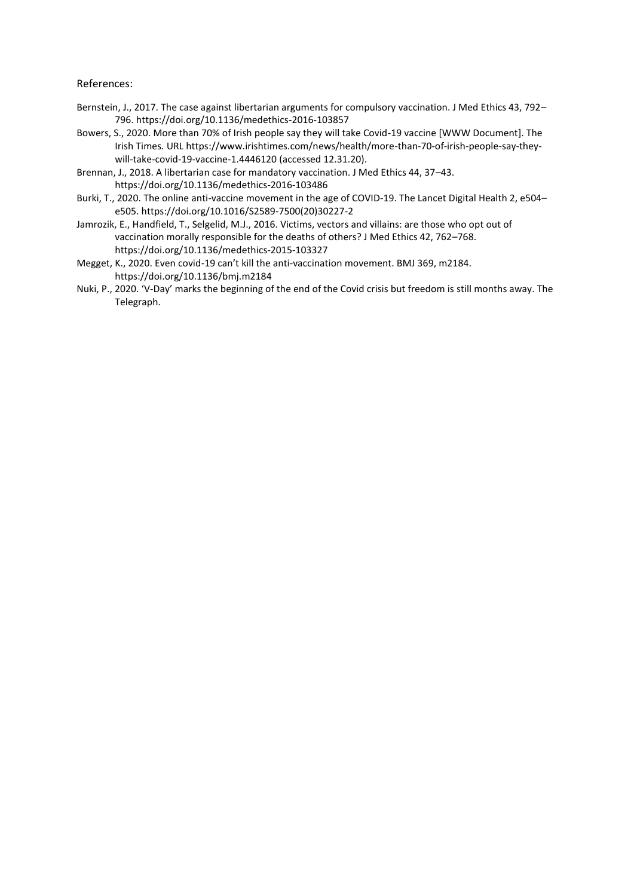References:

Bernstein, J., 2017. The case against libertarian arguments for compulsory vaccination. J Med Ethics 43, 792–796. https://doi.org/10.1136/medethics-2016-103857

Bowers, S., 2020. More than 70% of Irish people say they will take Covid-19 vaccine [WWW Document]. The Irish Times. URL https://www.irishtimes.com/news/health/more-than-70-of-irish-people-say-they-will-take-covid-19-vaccine-1.4446120 (accessed 12.31.20).

Brennan, J., 2018. A libertarian case for mandatory vaccination. J Med Ethics 44, 37–43. https://doi.org/10.1136/medethics-2016-103486

Burki, T., 2020. The online anti-vaccine movement in the age of COVID-19. The Lancet Digital Health 2, e504–e505. https://doi.org/10.1016/S2589-7500(20)30227-2

Jamrozik, E., Handfield, T., Selgelid, M.J., 2016. Victims, vectors and villains: are those who opt out of vaccination morally responsible for the deaths of others? J Med Ethics 42, 762–768. https://doi.org/10.1136/medethics-2015-103327

Megget, K., 2020. Even covid-19 can't kill the anti-vaccination movement. BMJ 369, m2184. https://doi.org/10.1136/bmj.m2184

Nuki, P., 2020. 'V-Day' marks the beginning of the end of the Covid crisis but freedom is still months away. The Telegraph.